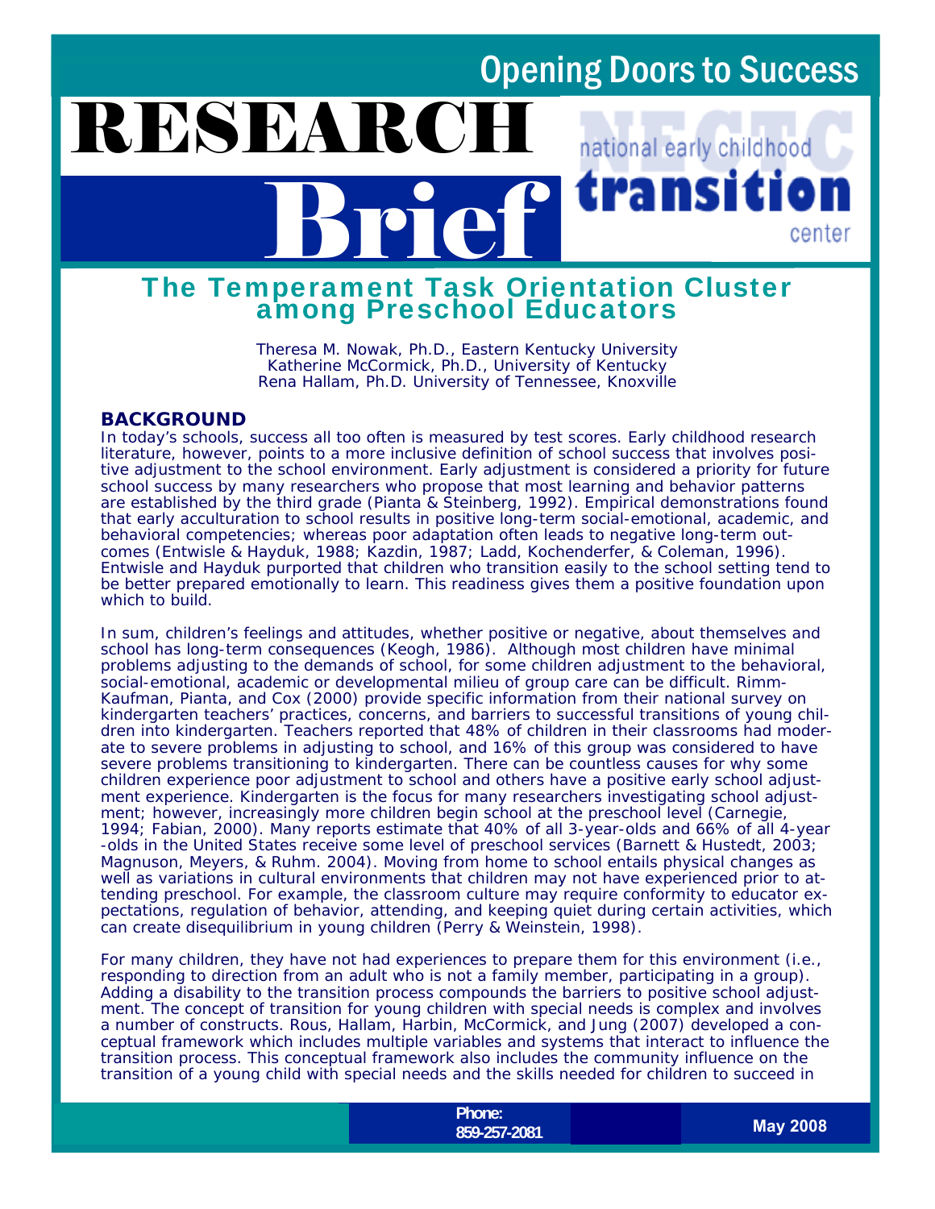Opening Doors to Success

# RESEARCH Brief

national early childhood transition center

## The Temperament Task Orientation Cluster among Preschool Educators

Theresa M. Nowak, Ph.D., Eastern Kentucky University
Katherine McCormick, Ph.D., University of Kentucky
Rena Hallam, Ph.D. University of Tennessee, Knoxville

### BACKGROUND

In today's schools, success all too often is measured by test scores. Early childhood research literature, however, points to a more inclusive definition of school success that involves positive adjustment to the school environment. Early adjustment is considered a priority for future school success by many researchers who propose that most learning and behavior patterns are established by the third grade (Pianta & Steinberg, 1992). Empirical demonstrations found that early acculturation to school results in positive long-term social-emotional, academic, and behavioral competencies; whereas poor adaptation often leads to negative long-term outcomes (Entwisle & Hayduk, 1988; Kazdin, 1987; Ladd, Kochenderfer, & Coleman, 1996). Entwisle and Hayduk purported that children who transition easily to the school setting tend to be better prepared emotionally to learn. This readiness gives them a positive foundation upon which to build.

In sum, children's feelings and attitudes, whether positive or negative, about themselves and school has long-term consequences (Keogh, 1986). Although most children have minimal problems adjusting to the demands of school, for some children adjustment to the behavioral, social-emotional, academic or developmental milieu of group care can be difficult. Rimm-Kaufman, Pianta, and Cox (2000) provide specific information from their national survey on kindergarten teachers' practices, concerns, and barriers to successful transitions of young children into kindergarten. Teachers reported that 48% of children in their classrooms had moderate to severe problems in adjusting to school, and 16% of this group was considered to have severe problems transitioning to kindergarten. There can be countless causes for why some children experience poor adjustment to school and others have a positive early school adjustment experience. Kindergarten is the focus for many researchers investigating school adjustment; however, increasingly more children begin school at the preschool level (Carnegie, 1994; Fabian, 2000). Many reports estimate that 40% of all 3-year-olds and 66% of all 4-year-olds in the United States receive some level of preschool services (Barnett & Hustedt, 2003; Magnuson, Meyers, & Ruhm. 2004). Moving from home to school entails physical changes as well as variations in cultural environments that children may not have experienced prior to attending preschool. For example, the classroom culture may require conformity to educator expectations, regulation of behavior, attending, and keeping quiet during certain activities, which can create disequilibrium in young children (Perry & Weinstein, 1998).

For many children, they have not had experiences to prepare them for this environment (i.e., responding to direction from an adult who is not a family member, participating in a group). Adding a disability to the transition process compounds the barriers to positive school adjustment. The concept of transition for young children with special needs is complex and involves a number of constructs. Rous, Hallam, Harbin, McCormick, and Jung (2007) developed a conceptual framework which includes multiple variables and systems that interact to influence the transition process. This conceptual framework also includes the community influence on the transition of a young child with special needs and the skills needed for children to succeed in

Phone: 859-257-2081

May 2008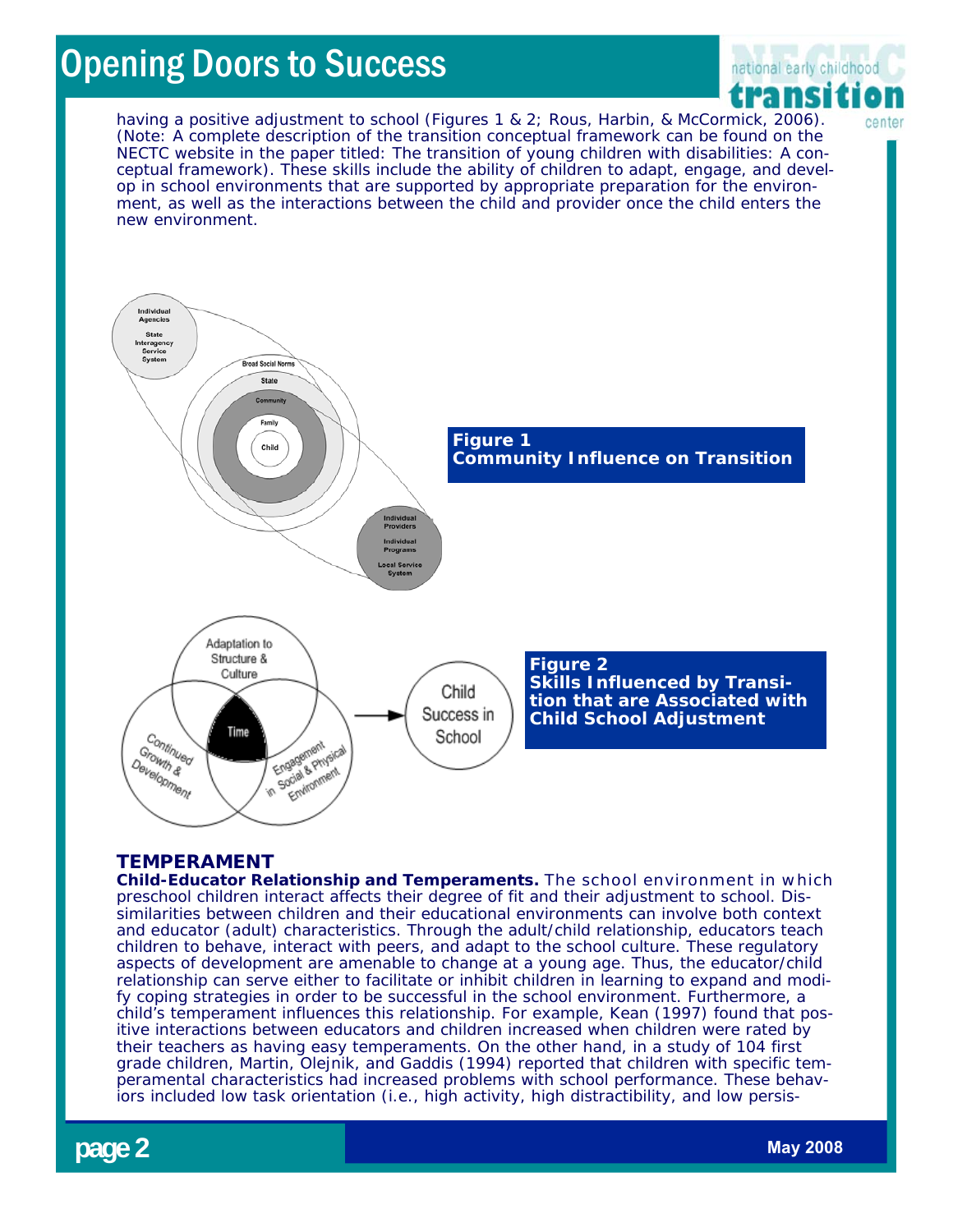having a positive adjustment to school (Figures 1 & 2; Rous, Harbin, & McCormick, 2006). (Note: A complete description of the transition conceptual framework can be found on the NECTC website in the paper titled: The transition of young children with disabilities: A conceptual framework). These skills include the ability of children to adapt, engage, and develop in school environments that are supported by appropriate preparation for the environment, as well as the interactions between the child and provider once the child enters the new environment.

**Figure 1**
**Community Influence on Transition**

**Figure 2**
**Skills Influenced by Transition that are Associated with Child School Adjustment**

## TEMPERAMENT

**Child-Educator Relationship and Temperaments.** The school environment in which preschool children interact affects their degree of fit and their adjustment to school. Dissimilarities between children and their educational environments can involve both context and educator (adult) characteristics. Through the adult/child relationship, educators teach children to behave, interact with peers, and adapt to the school culture. These regulatory aspects of development are amenable to change at a young age. Thus, the educator/child relationship can serve either to facilitate or inhibit children in learning to expand and modify coping strategies in order to be successful in the school environment. Furthermore, a child's temperament influences this relationship. For example, Kean (1997) found that positive interactions between educators and children increased when children were rated by their teachers as having easy temperaments. On the other hand, in a study of 104 first grade children, Martin, Olejnik, and Gaddis (1994) reported that children with specific temperamental characteristics had increased problems with school performance. These behaviors included low task orientation (i.e., high activity, high distractibility, and low persis-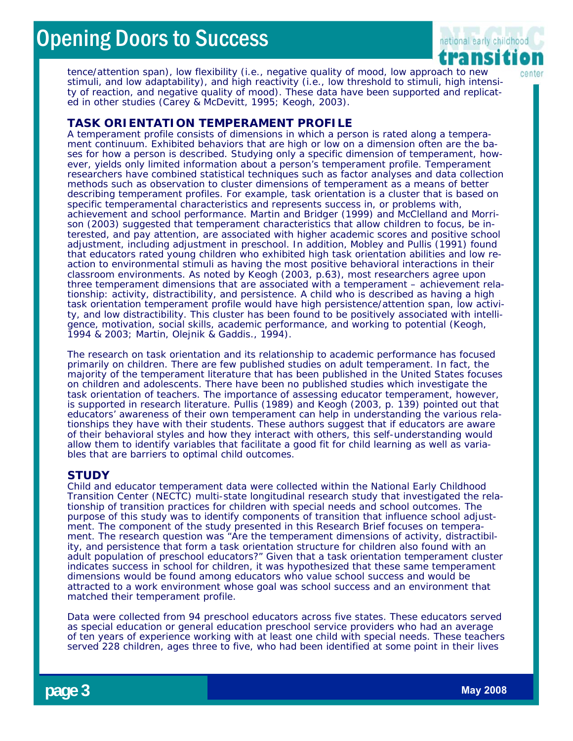tence/attention span), low flexibility (i.e., negative quality of mood, low approach to new stimuli, and low adaptability), and high reactivity (i.e., low threshold to stimuli, high intensity of reaction, and negative quality of mood). These data have been supported and replicated in other studies (Carey & McDevitt, 1995; Keogh, 2003).

## TASK ORIENTATION TEMPERAMENT PROFILE

A temperament profile consists of dimensions in which a person is rated along a temperament continuum. Exhibited behaviors that are high or low on a dimension often are the bases for how a person is described. Studying only a specific dimension of temperament, however, yields only limited information about a person's temperament profile. Temperament researchers have combined statistical techniques such as factor analyses and data collection methods such as observation to cluster dimensions of temperament as a means of better describing temperament profiles. For example, task orientation is a cluster that is based on specific temperamental characteristics and represents success in, or problems with, achievement and school performance. Martin and Bridger (1999) and McClelland and Morrison (2003) suggested that temperament characteristics that allow children to focus, be interested, and pay attention, are associated with higher academic scores and positive school adjustment, including adjustment in preschool. In addition, Mobley and Pullis (1991) found that educators rated young children who exhibited high task orientation abilities and low reaction to environmental stimuli as having the most positive behavioral interactions in their classroom environments. As noted by Keogh (2003, p.63), most researchers agree upon three temperament dimensions that are associated with a temperament – achievement relationship: activity, distractibility, and persistence. A child who is described as having a high task orientation temperament profile would have high persistence/attention span, low activity, and low distractibility. This cluster has been found to be positively associated with intelligence, motivation, social skills, academic performance, and working to potential (Keogh, 1994 & 2003; Martin, Olejnik & Gaddis., 1994).

The research on task orientation and its relationship to academic performance has focused primarily on children. There are few published studies on adult temperament. In fact, the majority of the temperament literature that has been published in the United States focuses on children and adolescents. There have been no published studies which investigate the task orientation of teachers. The importance of assessing educator temperament, however, is supported in research literature. Pullis (1989) and Keogh (2003, p. 139) pointed out that educators' awareness of their own temperament can help in understanding the various relationships they have with their students. These authors suggest that if educators are aware of their behavioral styles and how they interact with others, this self-understanding would allow them to identify variables that facilitate a good fit for child learning as well as variables that are barriers to optimal child outcomes.

## STUDY

Child and educator temperament data were collected within the National Early Childhood Transition Center (NECTC) multi-state longitudinal research study that investigated the relationship of transition practices for children with special needs and school outcomes. The purpose of this study was to identify components of transition that influence school adjustment. The component of the study presented in this Research Brief focuses on temperament. The research question was "Are the temperament dimensions of activity, distractibility, and persistence that form a task orientation structure for children also found with an adult population of preschool educators?" Given that a task orientation temperament cluster indicates success in school for children, it was hypothesized that these same temperament dimensions would be found among educators who value school success and would be attracted to a work environment whose goal was school success and an environment that matched their temperament profile.

Data were collected from 94 preschool educators across five states. These educators served as special education or general education preschool service providers who had an average of ten years of experience working with at least one child with special needs. These teachers served 228 children, ages three to five, who had been identified at some point in their lives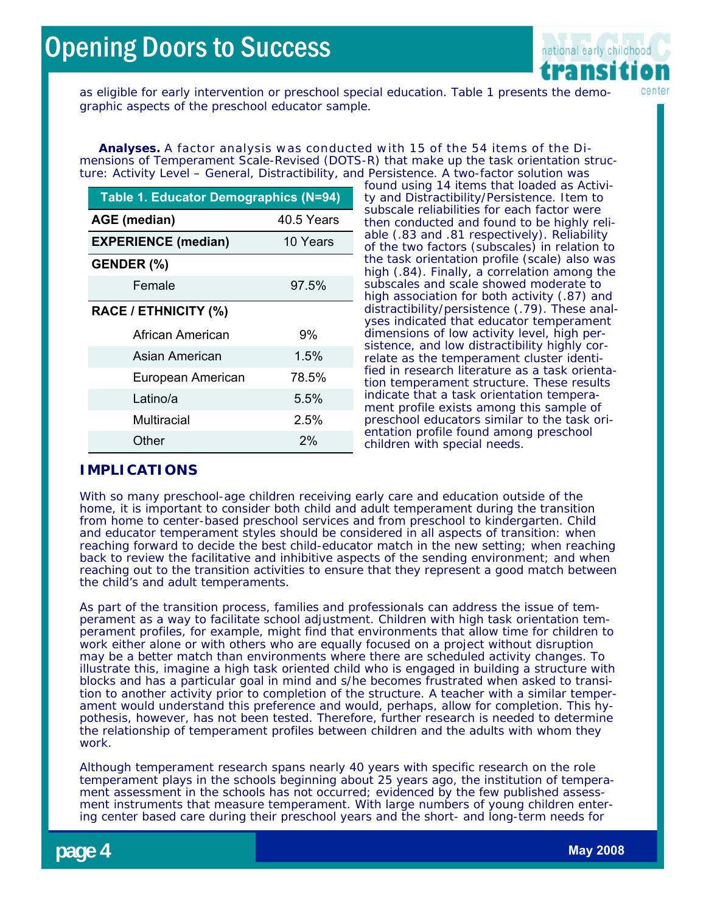as eligible for early intervention or preschool special education. Table 1 presents the demographic aspects of the preschool educator sample.

**Analyses.** A factor analysis was conducted with 15 of the 54 items of the Dimensions of Temperament Scale-Revised (DOTS-R) that make up the task orientation structure: Activity Level – General, Distractibility, and Persistence. A two-factor solution was found using 14 items that loaded as Activity and Distractibility/Persistence. Item to subscale reliabilities for each factor were then conducted and found to be highly reliable (.83 and .81 respectively). Reliability of the two factors (subscales) in relation to the task orientation profile (scale) also was high (.84). Finally, a correlation among the subscales and scale showed moderate to high association for both activity (.87) and distractibility/persistence (.79). These analyses indicated that educator temperament dimensions of low activity level, high persistence, and low distractibility highly correlate as the temperament cluster identified in research literature as a task orientation temperament structure. These results indicate that a task orientation temperament profile exists among this sample of preschool educators similar to the task orientation profile found among preschool children with special needs.

| Table 1. Educator Demographics (N=94) | |
|---|---|
| **AGE (median)** | 40.5 Years |
| **EXPERIENCE (median)** | 10 Years |
| **GENDER (%)** | |
| Female | 97.5% |
| **RACE / ETHNICITY (%)** | |
| African American | 9% |
| Asian American | 1.5% |
| European American | 78.5% |
| Latino/a | 5.5% |
| Multiracial | 2.5% |
| Other | 2% |

## IMPLICATIONS

With so many preschool-age children receiving early care and education outside of the home, it is important to consider both child and adult temperament during the transition from home to center-based preschool services and from preschool to kindergarten. Child and educator temperament styles should be considered in all aspects of transition: when reaching forward to decide the best child-educator match in the new setting; when reaching back to review the facilitative and inhibitive aspects of the sending environment; and when reaching out to the transition activities to ensure that they represent a good match between the child's and adult temperaments.

As part of the transition process, families and professionals can address the issue of temperament as a way to facilitate school adjustment. Children with high task orientation temperament profiles, for example, might find that environments that allow time for children to work either alone or with others who are equally focused on a project without disruption may be a better match than environments where there are scheduled activity changes. To illustrate this, imagine a high task oriented child who is engaged in building a structure with blocks and has a particular goal in mind and s/he becomes frustrated when asked to transition to another activity prior to completion of the structure. A teacher with a similar temperament would understand this preference and would, perhaps, allow for completion. This hypothesis, however, has not been tested. Therefore, further research is needed to determine the relationship of temperament profiles between children and the adults with whom they work.

Although temperament research spans nearly 40 years with specific research on the role temperament plays in the schools beginning about 25 years ago, the institution of temperament assessment in the schools has not occurred; evidenced by the few published assessment instruments that measure temperament. With large numbers of young children entering center based care during their preschool years and the short- and long-term needs for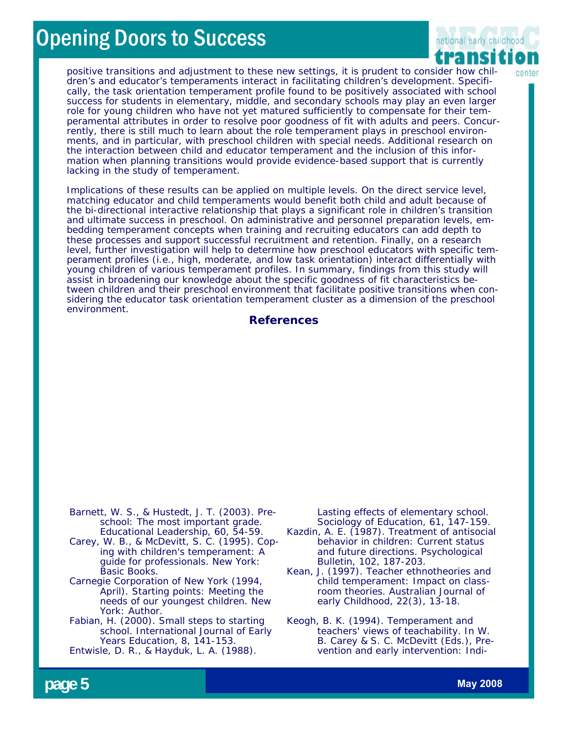positive transitions and adjustment to these new settings, it is prudent to consider how children's and educator's temperaments interact in facilitating children's development. Specifically, the task orientation temperament profile found to be positively associated with school success for students in elementary, middle, and secondary schools may play an even larger role for young children who have not yet matured sufficiently to compensate for their temperamental attributes in order to resolve poor goodness of fit with adults and peers. Concurrently, there is still much to learn about the role temperament plays in preschool environments, and in particular, with preschool children with special needs. Additional research on the interaction between child and educator temperament and the inclusion of this information when planning transitions would provide evidence-based support that is currently lacking in the study of temperament.

Implications of these results can be applied on multiple levels. On the direct service level, matching educator and child temperaments would benefit both child and adult because of the bi-directional interactive relationship that plays a significant role in children's transition and ultimate success in preschool. On administrative and personnel preparation levels, embedding temperament concepts when training and recruiting educators can add depth to these processes and support successful recruitment and retention. Finally, on a research level, further investigation will help to determine how preschool educators with specific temperament profiles (i.e., high, moderate, and low task orientation) interact differentially with young children of various temperament profiles. In summary, findings from this study will assist in broadening our knowledge about the specific goodness of fit characteristics between children and their preschool environment that facilitate positive transitions when considering the educator task orientation temperament cluster as a dimension of the preschool environment.

## References

Barnett, W. S., & Hustedt, J. T. (2003). Preschool: The most important grade. Educational Leadership, 60, 54-59.

Carey, W. B., & McDevitt, S. C. (1995). Coping with children's temperament: A guide for professionals. New York: Basic Books.

Carnegie Corporation of New York (1994, April). Starting points: Meeting the needs of our youngest children. New York: Author.

Fabian, H. (2000). Small steps to starting school. International Journal of Early Years Education, 8, 141-153.

Entwisle, D. R., & Hayduk, L. A. (1988). Lasting effects of elementary school. Sociology of Education, 61, 147-159.

Kazdin, A. E. (1987). Treatment of antisocial behavior in children: Current status and future directions. Psychological Bulletin, 102, 187-203.

Kean, J. (1997). Teacher ethnotheories and child temperament: Impact on classroom theories. Australian Journal of early Childhood, 22(3), 13-18.

Keogh, B. K. (1994). Temperament and teachers' views of teachability. In W. B. Carey & S. C. McDevitt (Eds.), Prevention and early intervention: Indi-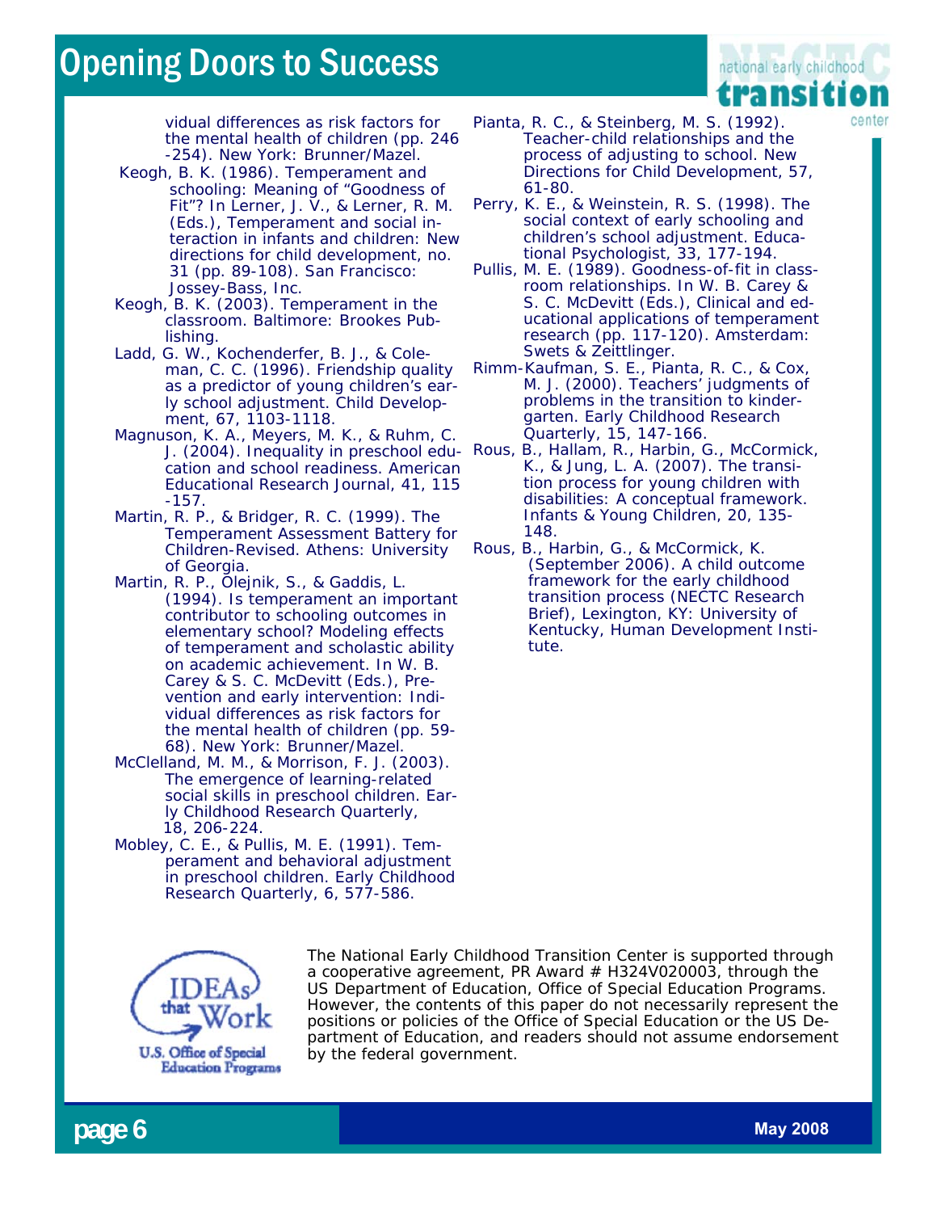vidual differences as risk factors for the mental health of children (pp. 246 -254). New York: Brunner/Mazel.

Keogh, B. K. (1986). Temperament and schooling: Meaning of "Goodness of Fit"? In Lerner, J. V., & Lerner, R. M. (Eds.), Temperament and social interaction in infants and children: New directions for child development, no. 31 (pp. 89-108). San Francisco: Jossey-Bass, Inc.

Keogh, B. K. (2003). Temperament in the classroom. Baltimore: Brookes Publishing.

Ladd, G. W., Kochenderfer, B. J., & Coleman, C. C. (1996). Friendship quality as a predictor of young children's early school adjustment. Child Development, 67, 1103-1118.

Magnuson, K. A., Meyers, M. K., & Ruhm, C. J. (2004). Inequality in preschool education and school readiness. American Educational Research Journal, 41, 115 -157.

Martin, R. P., & Bridger, R. C. (1999). The Temperament Assessment Battery for Children-Revised. Athens: University of Georgia.

Martin, R. P., Olejnik, S., & Gaddis, L. (1994). Is temperament an important contributor to schooling outcomes in elementary school? Modeling effects of temperament and scholastic ability on academic achievement. In W. B. Carey & S. C. McDevitt (Eds.), Prevention and early intervention: Individual differences as risk factors for the mental health of children (pp. 59-68). New York: Brunner/Mazel.

McClelland, M. M., & Morrison, F. J. (2003). The emergence of learning-related social skills in preschool children. Early Childhood Research Quarterly, 18, 206-224.

Mobley, C. E., & Pullis, M. E. (1991). Temperament and behavioral adjustment in preschool children. Early Childhood Research Quarterly, 6, 577-586.

Pianta, R. C., & Steinberg, M. S. (1992). Teacher-child relationships and the process of adjusting to school. New Directions for Child Development, 57, 61-80.

Perry, K. E., & Weinstein, R. S. (1998). The social context of early schooling and children's school adjustment. Educational Psychologist, 33, 177-194.

Pullis, M. E. (1989). Goodness-of-fit in classroom relationships. In W. B. Carey & S. C. McDevitt (Eds.), Clinical and educational applications of temperament research (pp. 117-120). Amsterdam: Swets & Zeittlinger.

Rimm-Kaufman, S. E., Pianta, R. C., & Cox, M. J. (2000). Teachers' judgments of problems in the transition to kindergarten. Early Childhood Research Quarterly, 15, 147-166.

Rous, B., Hallam, R., Harbin, G., McCormick, K., & Jung, L. A. (2007). The transition process for young children with disabilities: A conceptual framework. Infants & Young Children, 20, 135-148.

Rous, B., Harbin, G., & McCormick, K. (September 2006). A child outcome framework for the early childhood transition process (NECTC Research Brief), Lexington, KY: University of Kentucky, Human Development Institute.

IDEAs that Work
U.S. Office of Special Education Programs

The National Early Childhood Transition Center is supported through a cooperative agreement, PR Award # H324V020003, through the US Department of Education, Office of Special Education Programs. However, the contents of this paper do not necessarily represent the positions or policies of the Office of Special Education or the US Department of Education, and readers should not assume endorsement by the federal government.